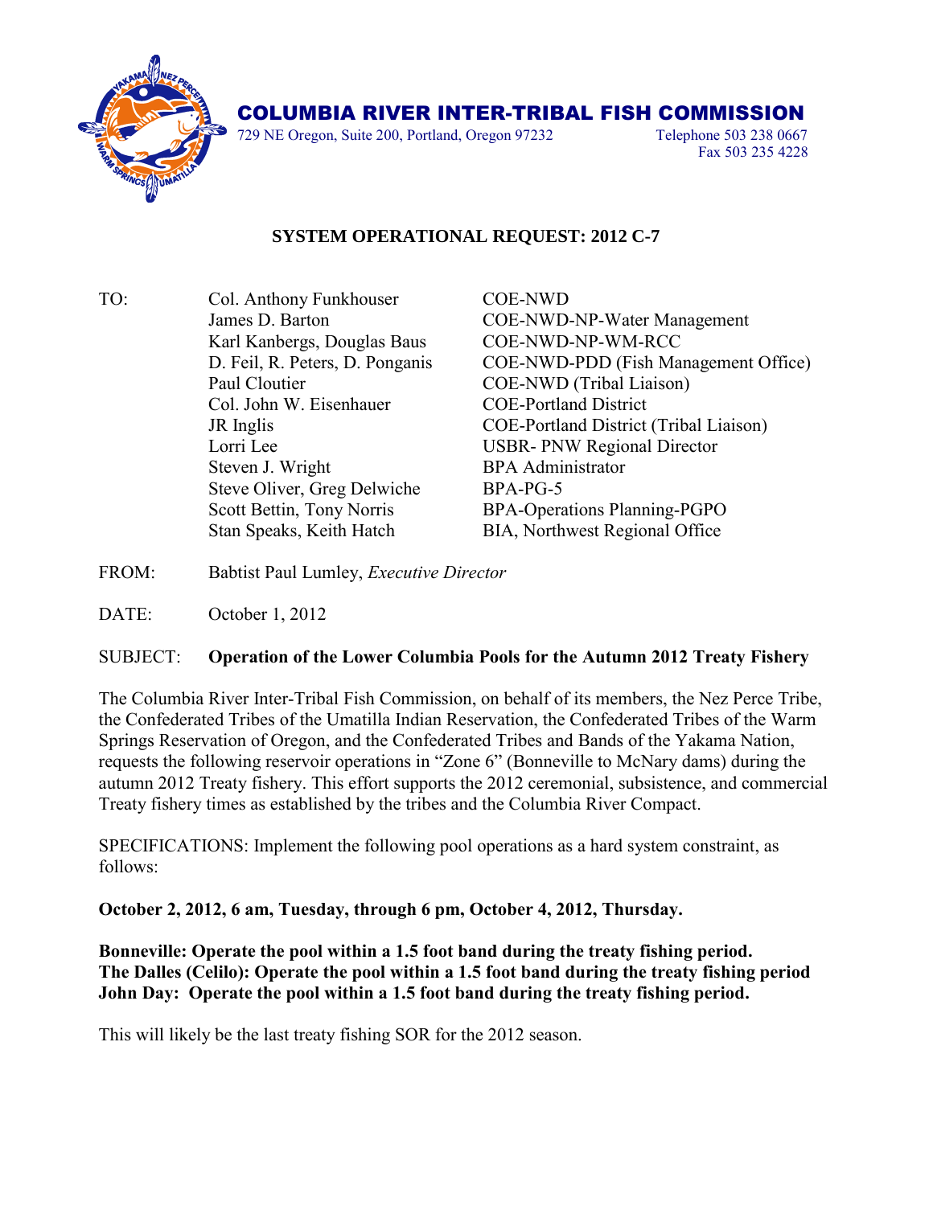# COLUMBIA RIVER INTER-TRIBAL FISH COMMISSION

729 NE Oregon, Suite 200, Portland, Oregon 97232
Telephone 503 238 0667
Fax 503 235 4228

## SYSTEM OPERATIONAL REQUEST: 2012 C-7

| TO: | Col. Anthony Funkhouser | COE-NWD |
|---|---|---|
| | James D. Barton | COE-NWD-NP-Water Management |
| | Karl Kanbergs, Douglas Baus | COE-NWD-NP-WM-RCC |
| | D. Feil, R. Peters, D. Ponganis | COE-NWD-PDD (Fish Management Office) |
| | Paul Cloutier | COE-NWD (Tribal Liaison) |
| | Col. John W. Eisenhauer | COE-Portland District |
| | JR Inglis | COE-Portland District (Tribal Liaison) |
| | Lorri Lee | USBR- PNW Regional Director |
| | Steven J. Wright | BPA Administrator |
| | Steve Oliver, Greg Delwiche | BPA-PG-5 |
| | Scott Bettin, Tony Norris | BPA-Operations Planning-PGPO |
| | Stan Speaks, Keith Hatch | BIA, Northwest Regional Office |

FROM: Babtist Paul Lumley, *Executive Director*

DATE: October 1, 2012

SUBJECT: **Operation of the Lower Columbia Pools for the Autumn 2012 Treaty Fishery**

The Columbia River Inter-Tribal Fish Commission, on behalf of its members, the Nez Perce Tribe, the Confederated Tribes of the Umatilla Indian Reservation, the Confederated Tribes of the Warm Springs Reservation of Oregon, and the Confederated Tribes and Bands of the Yakama Nation, requests the following reservoir operations in "Zone 6" (Bonneville to McNary dams) during the autumn 2012 Treaty fishery. This effort supports the 2012 ceremonial, subsistence, and commercial Treaty fishery times as established by the tribes and the Columbia River Compact.

SPECIFICATIONS: Implement the following pool operations as a hard system constraint, as follows:

**October 2, 2012, 6 am, Tuesday, through 6 pm, October 4, 2012, Thursday.**

**Bonneville: Operate the pool within a 1.5 foot band during the treaty fishing period.**
**The Dalles (Celilo): Operate the pool within a 1.5 foot band during the treaty fishing period**
**John Day: Operate the pool within a 1.5 foot band during the treaty fishing period.**

This will likely be the last treaty fishing SOR for the 2012 season.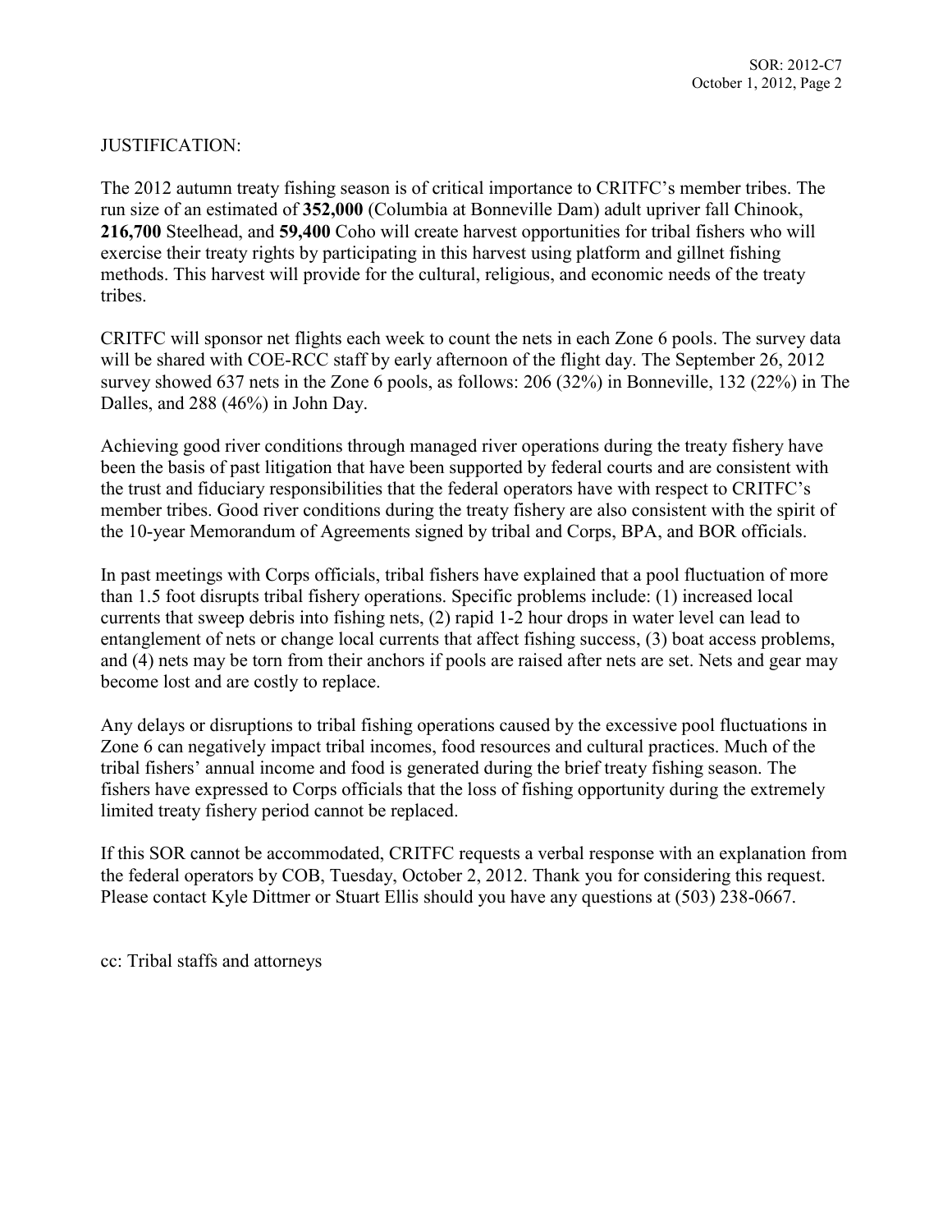JUSTIFICATION:

The 2012 autumn treaty fishing season is of critical importance to CRITFC's member tribes. The run size of an estimated of **352,000** (Columbia at Bonneville Dam) adult upriver fall Chinook, **216,700** Steelhead, and **59,400** Coho will create harvest opportunities for tribal fishers who will exercise their treaty rights by participating in this harvest using platform and gillnet fishing methods. This harvest will provide for the cultural, religious, and economic needs of the treaty tribes.

CRITFC will sponsor net flights each week to count the nets in each Zone 6 pools. The survey data will be shared with COE-RCC staff by early afternoon of the flight day. The September 26, 2012 survey showed 637 nets in the Zone 6 pools, as follows: 206 (32%) in Bonneville, 132 (22%) in The Dalles, and 288 (46%) in John Day.

Achieving good river conditions through managed river operations during the treaty fishery have been the basis of past litigation that have been supported by federal courts and are consistent with the trust and fiduciary responsibilities that the federal operators have with respect to CRITFC's member tribes. Good river conditions during the treaty fishery are also consistent with the spirit of the 10-year Memorandum of Agreements signed by tribal and Corps, BPA, and BOR officials.

In past meetings with Corps officials, tribal fishers have explained that a pool fluctuation of more than 1.5 foot disrupts tribal fishery operations. Specific problems include: (1) increased local currents that sweep debris into fishing nets, (2) rapid 1-2 hour drops in water level can lead to entanglement of nets or change local currents that affect fishing success, (3) boat access problems, and (4) nets may be torn from their anchors if pools are raised after nets are set. Nets and gear may become lost and are costly to replace.

Any delays or disruptions to tribal fishing operations caused by the excessive pool fluctuations in Zone 6 can negatively impact tribal incomes, food resources and cultural practices. Much of the tribal fishers' annual income and food is generated during the brief treaty fishing season. The fishers have expressed to Corps officials that the loss of fishing opportunity during the extremely limited treaty fishery period cannot be replaced.

If this SOR cannot be accommodated, CRITFC requests a verbal response with an explanation from the federal operators by COB, Tuesday, October 2, 2012. Thank you for considering this request. Please contact Kyle Dittmer or Stuart Ellis should you have any questions at (503) 238-0667.

cc: Tribal staffs and attorneys